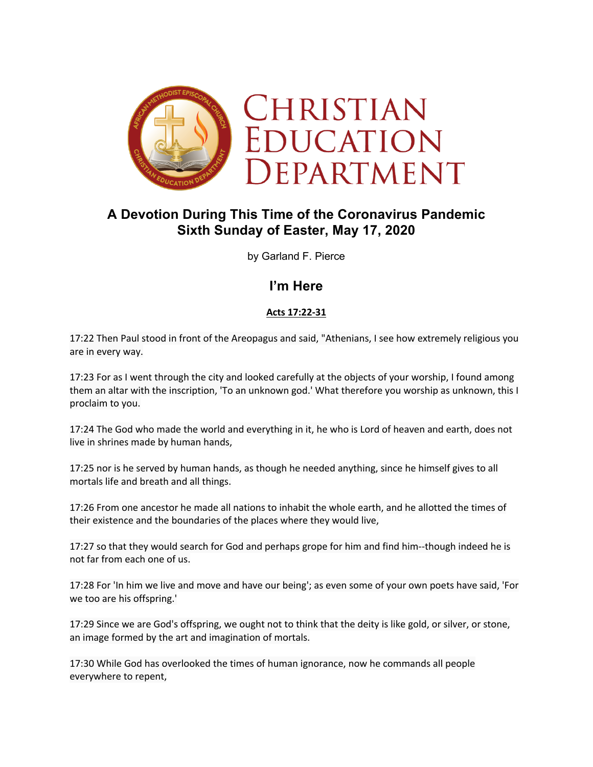# Christian Education Department

## A Devotion During This Time of the Coronavirus Pandemic
## Sixth Sunday of Easter, May 17, 2020

by Garland F. Pierce

## I'm Here

**Acts 17:22-31**

17:22 Then Paul stood in front of the Areopagus and said, "Athenians, I see how extremely religious you are in every way.

17:23 For as I went through the city and looked carefully at the objects of your worship, I found among them an altar with the inscription, 'To an unknown god.' What therefore you worship as unknown, this I proclaim to you.

17:24 The God who made the world and everything in it, he who is Lord of heaven and earth, does not live in shrines made by human hands,

17:25 nor is he served by human hands, as though he needed anything, since he himself gives to all mortals life and breath and all things.

17:26 From one ancestor he made all nations to inhabit the whole earth, and he allotted the times of their existence and the boundaries of the places where they would live,

17:27 so that they would search for God and perhaps grope for him and find him--though indeed he is not far from each one of us.

17:28 For 'In him we live and move and have our being'; as even some of your own poets have said, 'For we too are his offspring.'

17:29 Since we are God's offspring, we ought not to think that the deity is like gold, or silver, or stone, an image formed by the art and imagination of mortals.

17:30 While God has overlooked the times of human ignorance, now he commands all people everywhere to repent,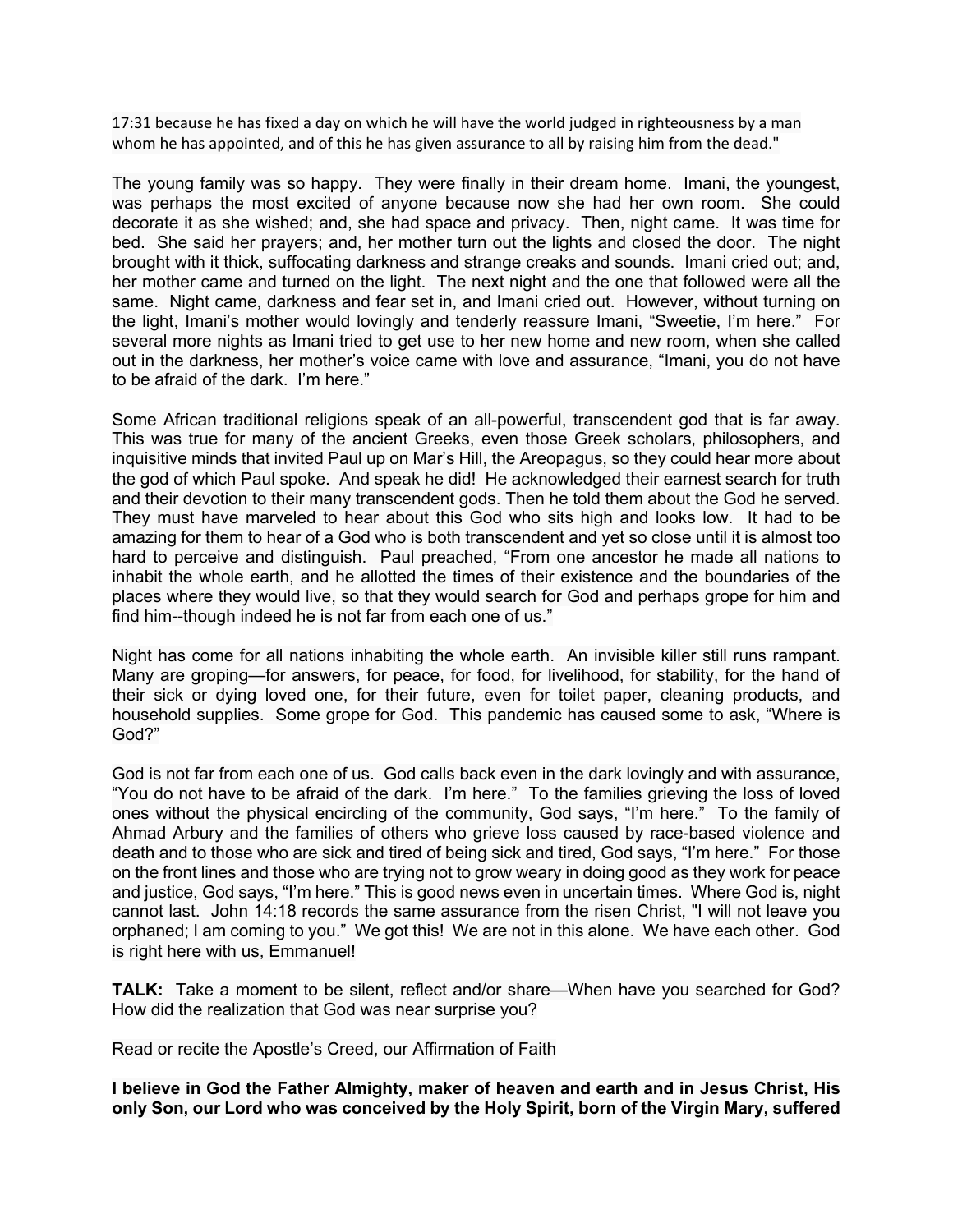17:31 because he has fixed a day on which he will have the world judged in righteousness by a man whom he has appointed, and of this he has given assurance to all by raising him from the dead."

The young family was so happy. They were finally in their dream home. Imani, the youngest, was perhaps the most excited of anyone because now she had her own room. She could decorate it as she wished; and, she had space and privacy. Then, night came. It was time for bed. She said her prayers; and, her mother turn out the lights and closed the door. The night brought with it thick, suffocating darkness and strange creaks and sounds. Imani cried out; and, her mother came and turned on the light. The next night and the one that followed were all the same. Night came, darkness and fear set in, and Imani cried out. However, without turning on the light, Imani's mother would lovingly and tenderly reassure Imani, "Sweetie, I'm here." For several more nights as Imani tried to get use to her new home and new room, when she called out in the darkness, her mother's voice came with love and assurance, "Imani, you do not have to be afraid of the dark. I'm here."

Some African traditional religions speak of an all-powerful, transcendent god that is far away. This was true for many of the ancient Greeks, even those Greek scholars, philosophers, and inquisitive minds that invited Paul up on Mar's Hill, the Areopagus, so they could hear more about the god of which Paul spoke. And speak he did! He acknowledged their earnest search for truth and their devotion to their many transcendent gods. Then he told them about the God he served. They must have marveled to hear about this God who sits high and looks low. It had to be amazing for them to hear of a God who is both transcendent and yet so close until it is almost too hard to perceive and distinguish. Paul preached, "From one ancestor he made all nations to inhabit the whole earth, and he allotted the times of their existence and the boundaries of the places where they would live, so that they would search for God and perhaps grope for him and find him--though indeed he is not far from each one of us."

Night has come for all nations inhabiting the whole earth. An invisible killer still runs rampant. Many are groping—for answers, for peace, for food, for livelihood, for stability, for the hand of their sick or dying loved one, for their future, even for toilet paper, cleaning products, and household supplies. Some grope for God. This pandemic has caused some to ask, "Where is God?"

God is not far from each one of us. God calls back even in the dark lovingly and with assurance, "You do not have to be afraid of the dark. I'm here." To the families grieving the loss of loved ones without the physical encircling of the community, God says, "I'm here." To the family of Ahmad Arbury and the families of others who grieve loss caused by race-based violence and death and to those who are sick and tired of being sick and tired, God says, "I'm here." For those on the front lines and those who are trying not to grow weary in doing good as they work for peace and justice, God says, "I'm here." This is good news even in uncertain times. Where God is, night cannot last. John 14:18 records the same assurance from the risen Christ, "I will not leave you orphaned; I am coming to you." We got this! We are not in this alone. We have each other. God is right here with us, Emmanuel!

**TALK:** Take a moment to be silent, reflect and/or share—When have you searched for God? How did the realization that God was near surprise you?

Read or recite the Apostle's Creed, our Affirmation of Faith

**I believe in God the Father Almighty, maker of heaven and earth and in Jesus Christ, His only Son, our Lord who was conceived by the Holy Spirit, born of the Virgin Mary, suffered**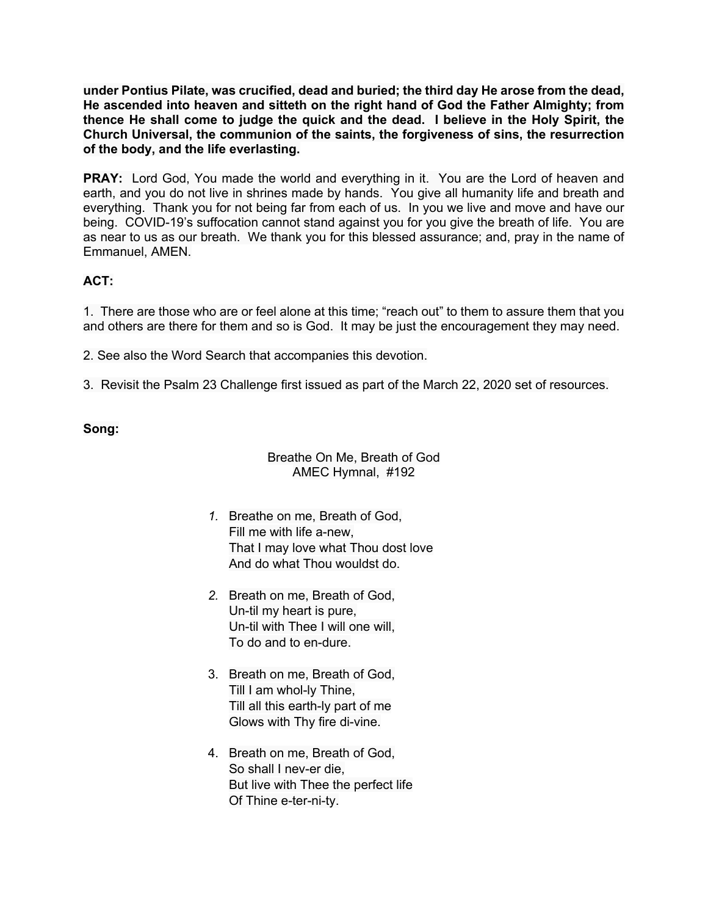**under Pontius Pilate, was crucified, dead and buried; the third day He arose from the dead, He ascended into heaven and sitteth on the right hand of God the Father Almighty; from thence He shall come to judge the quick and the dead. I believe in the Holy Spirit, the Church Universal, the communion of the saints, the forgiveness of sins, the resurrection of the body, and the life everlasting.**

**PRAY:** Lord God, You made the world and everything in it. You are the Lord of heaven and earth, and you do not live in shrines made by hands. You give all humanity life and breath and everything. Thank you for not being far from each of us. In you we live and move and have our being. COVID-19's suffocation cannot stand against you for you give the breath of life. You are as near to us as our breath. We thank you for this blessed assurance; and, pray in the name of Emmanuel, AMEN.

**ACT:**

1. There are those who are or feel alone at this time; "reach out" to them to assure them that you and others are there for them and so is God. It may be just the encouragement they may need.

2. See also the Word Search that accompanies this devotion.

3. Revisit the Psalm 23 Challenge first issued as part of the March 22, 2020 set of resources.

**Song:**

Breathe On Me, Breath of God
AMEC Hymnal, #192

1. Breathe on me, Breath of God,
   Fill me with life a-new,
   That I may love what Thou dost love
   And do what Thou wouldst do.

2. Breath on me, Breath of God,
   Un-til my heart is pure,
   Un-til with Thee I will one will,
   To do and to en-dure.

3. Breath on me, Breath of God,
   Till I am whol-ly Thine,
   Till all this earth-ly part of me
   Glows with Thy fire di-vine.

4. Breath on me, Breath of God,
   So shall I nev-er die,
   But live with Thee the perfect life
   Of Thine e-ter-ni-ty.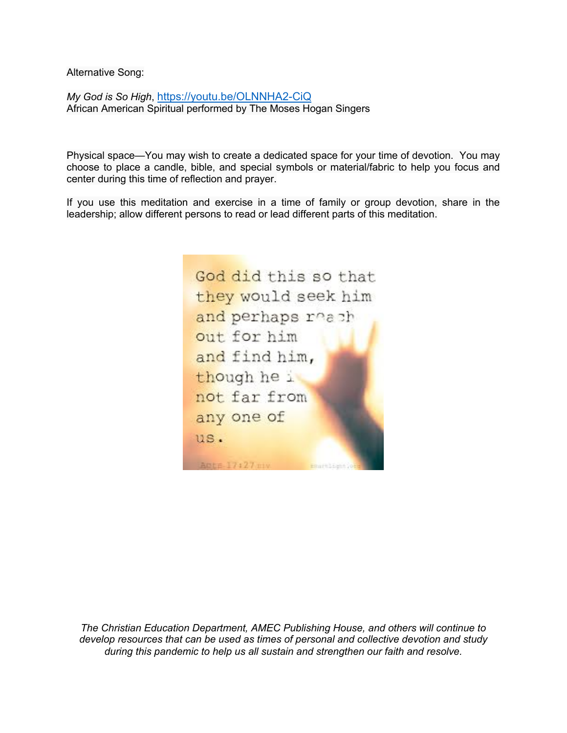Alternative Song:

*My God is So High*, https://youtu.be/OLNNHA2-CiQ
African American Spiritual performed by The Moses Hogan Singers

Physical space—You may wish to create a dedicated space for your time of devotion. You may choose to place a candle, bible, and special symbols or material/fabric to help you focus and center during this time of reflection and prayer.

If you use this meditation and exercise in a time of family or group devotion, share in the leadership; allow different persons to read or lead different parts of this meditation.

God did this so that they would seek him and perhaps reach out for him and find him, though he is not far from any one of us.

Acts 17:27 NIV

*The Christian Education Department, AMEC Publishing House, and others will continue to develop resources that can be used as times of personal and collective devotion and study during this pandemic to help us all sustain and strengthen our faith and resolve.*